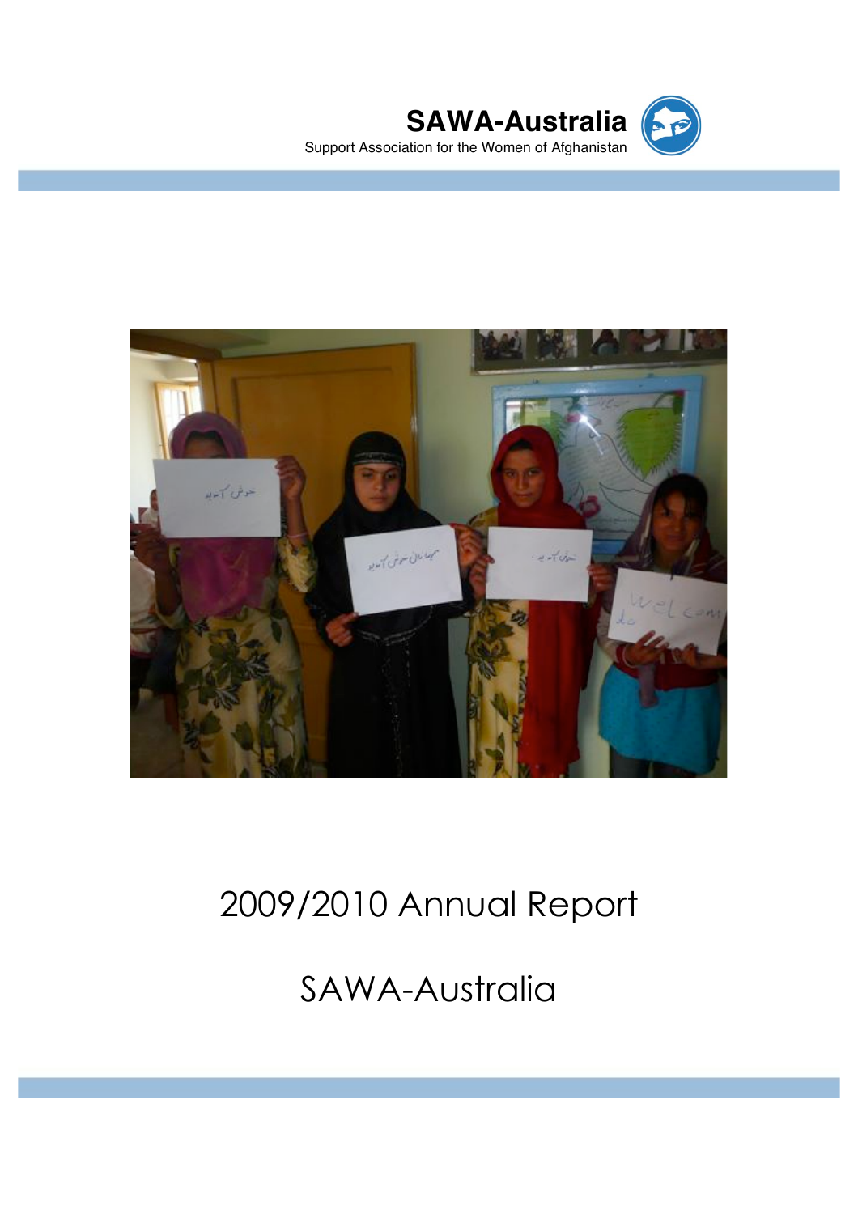**SAWA-Australia**

Support Association for the Women of Afghanistan

# 2009/2010 Annual Report

# SAWA-Australia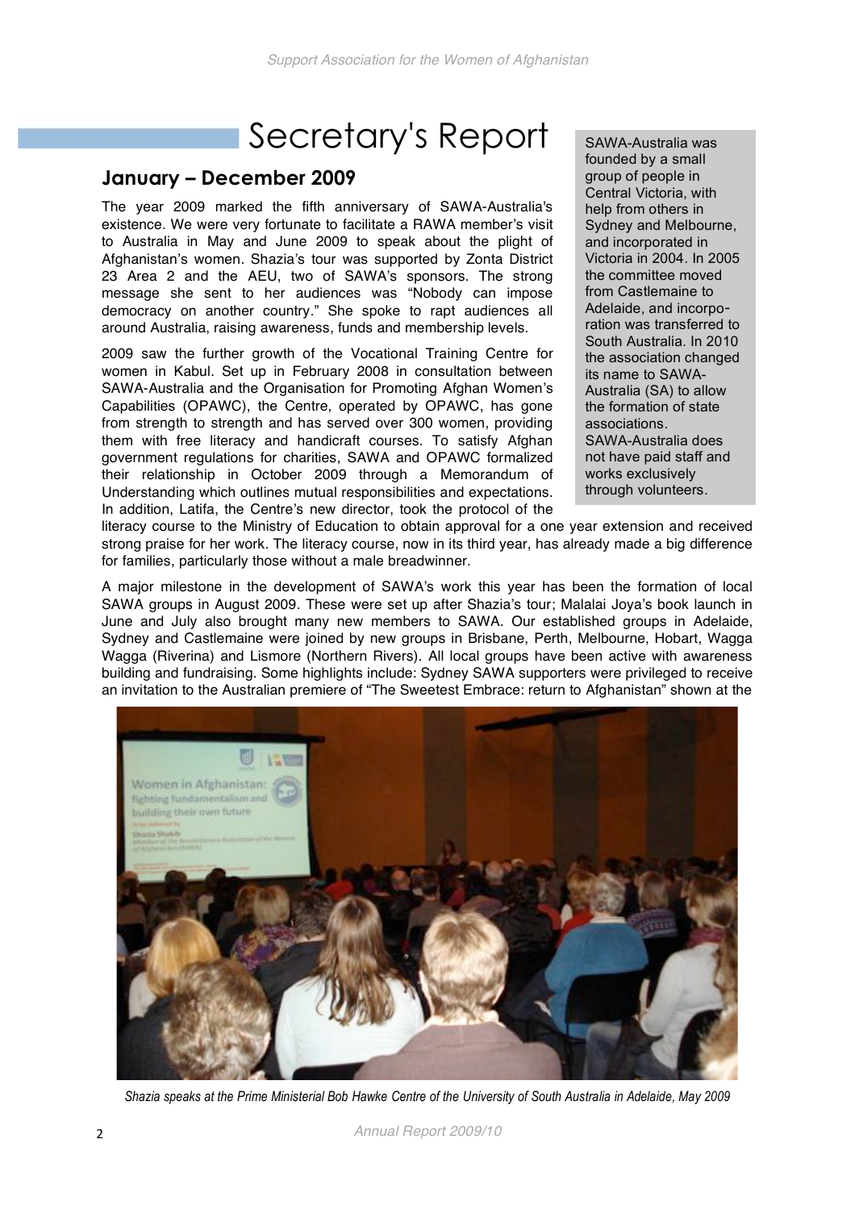# Secretary's Report

## January – December 2009

The year 2009 marked the fifth anniversary of SAWA-Australia's existence. We were very fortunate to facilitate a RAWA member's visit to Australia in May and June 2009 to speak about the plight of Afghanistan's women. Shazia's tour was supported by Zonta District 23 Area 2 and the AEU, two of SAWA's sponsors. The strong message she sent to her audiences was "Nobody can impose democracy on another country." She spoke to rapt audiences all around Australia, raising awareness, funds and membership levels.

2009 saw the further growth of the Vocational Training Centre for women in Kabul. Set up in February 2008 in consultation between SAWA-Australia and the Organisation for Promoting Afghan Women's Capabilities (OPAWC), the Centre, operated by OPAWC, has gone from strength to strength and has served over 300 women, providing them with free literacy and handicraft courses. To satisfy Afghan government regulations for charities, SAWA and OPAWC formalized their relationship in October 2009 through a Memorandum of Understanding which outlines mutual responsibilities and expectations. In addition, Latifa, the Centre's new director, took the protocol of the literacy course to the Ministry of Education to obtain approval for a one year extension and received strong praise for her work. The literacy course, now in its third year, has already made a big difference for families, particularly those without a male breadwinner.

> SAWA-Australia was founded by a small group of people in Central Victoria, with help from others in Sydney and Melbourne, and incorporated in Victoria in 2004. In 2005 the committee moved from Castlemaine to Adelaide, and incorporation was transferred to South Australia. In 2010 the association changed its name to SAWA-Australia (SA) to allow the formation of state associations. SAWA-Australia does not have paid staff and works exclusively through volunteers.

A major milestone in the development of SAWA's work this year has been the formation of local SAWA groups in August 2009. These were set up after Shazia's tour; Malalai Joya's book launch in June and July also brought many new members to SAWA. Our established groups in Adelaide, Sydney and Castlemaine were joined by new groups in Brisbane, Perth, Melbourne, Hobart, Wagga Wagga (Riverina) and Lismore (Northern Rivers). All local groups have been active with awareness building and fundraising. Some highlights include: Sydney SAWA supporters were privileged to receive an invitation to the Australian premiere of "The Sweetest Embrace: return to Afghanistan" shown at the

*Shazia speaks at the Prime Ministerial Bob Hawke Centre of the University of South Australia in Adelaide, May 2009*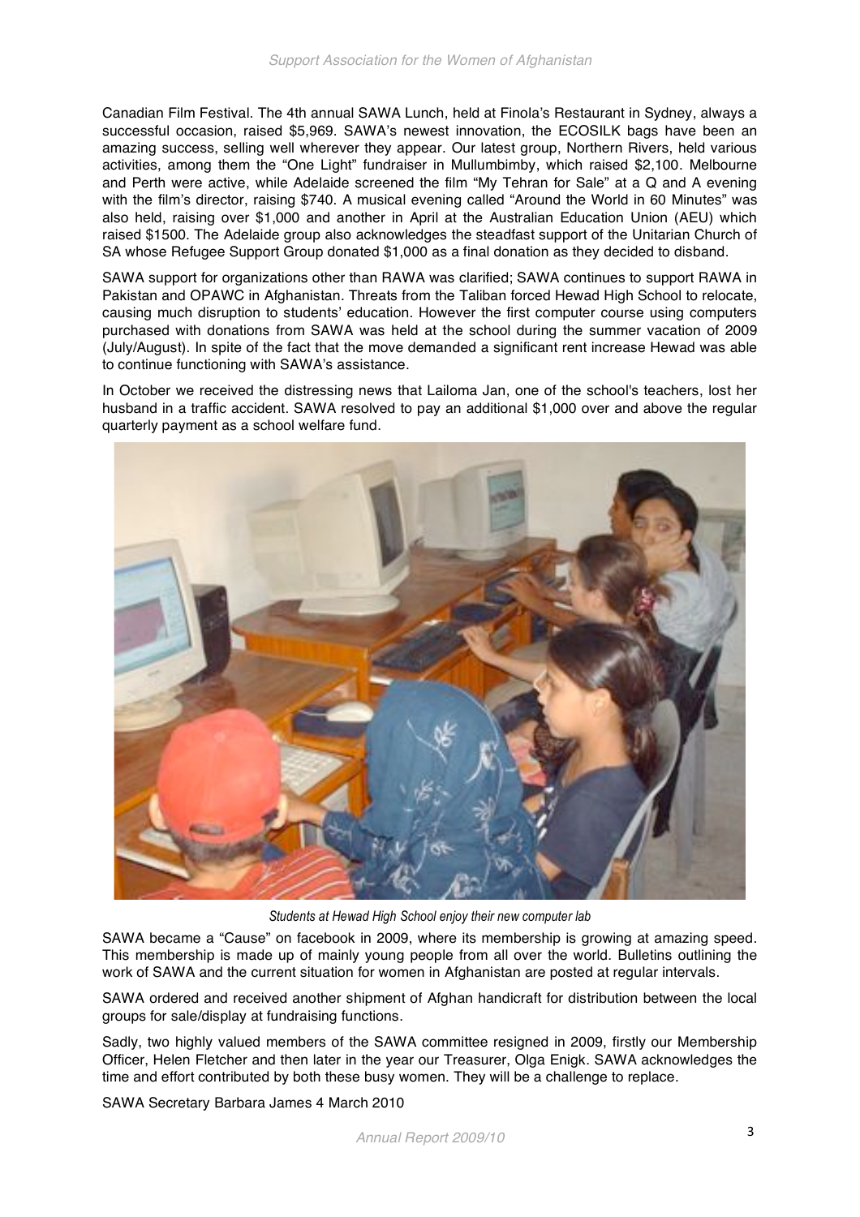Canadian Film Festival. The 4th annual SAWA Lunch, held at Finola's Restaurant in Sydney, always a successful occasion, raised $5,969. SAWA's newest innovation, the ECOSILK bags have been an amazing success, selling well wherever they appear. Our latest group, Northern Rivers, held various activities, among them the "One Light" fundraiser in Mullumbimby, which raised $2,100. Melbourne and Perth were active, while Adelaide screened the film "My Tehran for Sale" at a Q and A evening with the film's director, raising $740. A musical evening called "Around the World in 60 Minutes" was also held, raising over $1,000 and another in April at the Australian Education Union (AEU) which raised $1500. The Adelaide group also acknowledges the steadfast support of the Unitarian Church of SA whose Refugee Support Group donated $1,000 as a final donation as they decided to disband.

SAWA support for organizations other than RAWA was clarified; SAWA continues to support RAWA in Pakistan and OPAWC in Afghanistan. Threats from the Taliban forced Hewad High School to relocate, causing much disruption to students' education. However the first computer course using computers purchased with donations from SAWA was held at the school during the summer vacation of 2009 (July/August). In spite of the fact that the move demanded a significant rent increase Hewad was able to continue functioning with SAWA's assistance.

In October we received the distressing news that Lailoma Jan, one of the school's teachers, lost her husband in a traffic accident. SAWA resolved to pay an additional $1,000 over and above the regular quarterly payment as a school welfare fund.

*Students at Hewad High School enjoy their new computer lab*

SAWA became a "Cause" on facebook in 2009, where its membership is growing at amazing speed. This membership is made up of mainly young people from all over the world. Bulletins outlining the work of SAWA and the current situation for women in Afghanistan are posted at regular intervals.

SAWA ordered and received another shipment of Afghan handicraft for distribution between the local groups for sale/display at fundraising functions.

Sadly, two highly valued members of the SAWA committee resigned in 2009, firstly our Membership Officer, Helen Fletcher and then later in the year our Treasurer, Olga Enigk. SAWA acknowledges the time and effort contributed by both these busy women. They will be a challenge to replace.

SAWA Secretary Barbara James 4 March 2010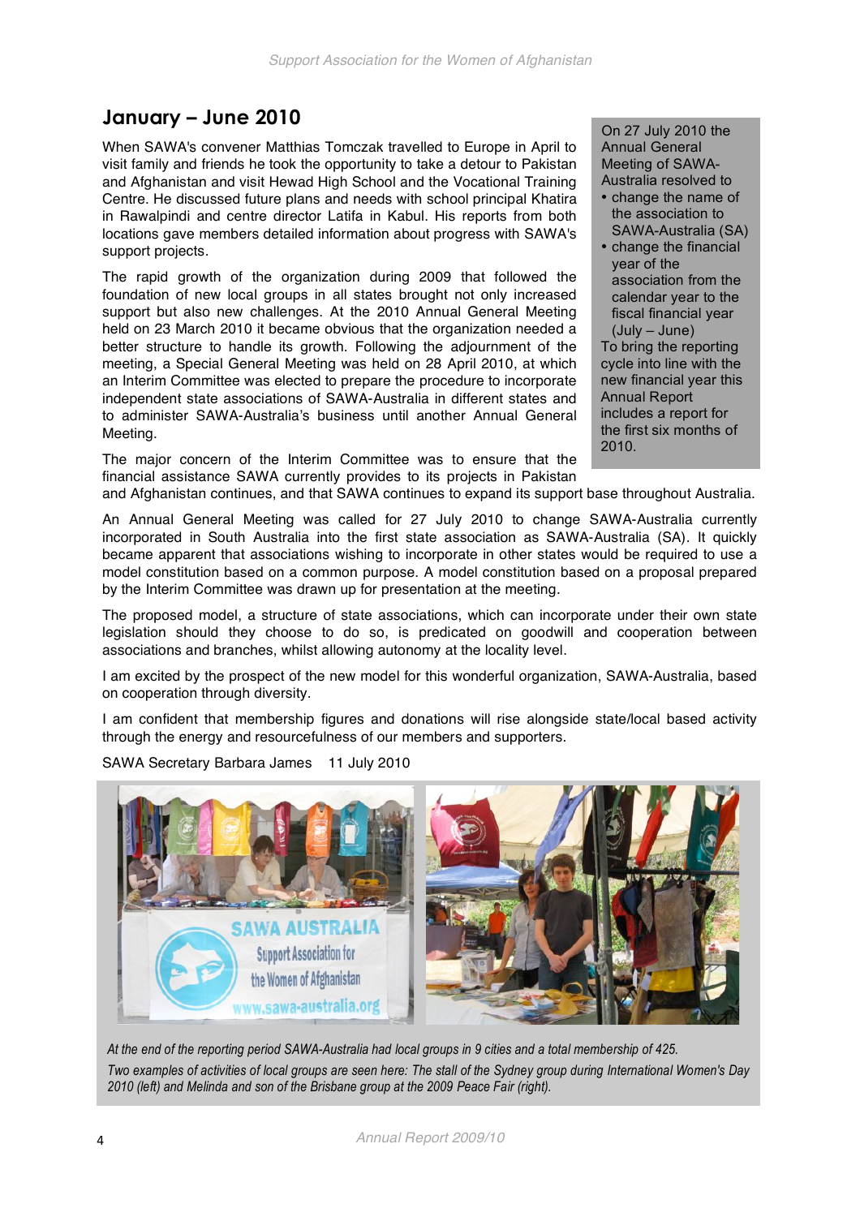## January – June 2010

When SAWA's convener Matthias Tomczak travelled to Europe in April to visit family and friends he took the opportunity to take a detour to Pakistan and Afghanistan and visit Hewad High School and the Vocational Training Centre. He discussed future plans and needs with school principal Khatira in Rawalpindi and centre director Latifa in Kabul. His reports from both locations gave members detailed information about progress with SAWA's support projects.

The rapid growth of the organization during 2009 that followed the foundation of new local groups in all states brought not only increased support but also new challenges. At the 2010 Annual General Meeting held on 23 March 2010 it became obvious that the organization needed a better structure to handle its growth. Following the adjournment of the meeting, a Special General Meeting was held on 28 April 2010, at which an Interim Committee was elected to prepare the procedure to incorporate independent state associations of SAWA-Australia in different states and to administer SAWA-Australia's business until another Annual General Meeting.

The major concern of the Interim Committee was to ensure that the financial assistance SAWA currently provides to its projects in Pakistan and Afghanistan continues, and that SAWA continues to expand its support base throughout Australia.

An Annual General Meeting was called for 27 July 2010 to change SAWA-Australia currently incorporated in South Australia into the first state association as SAWA-Australia (SA). It quickly became apparent that associations wishing to incorporate in other states would be required to use a model constitution based on a common purpose. A model constitution based on a proposal prepared by the Interim Committee was drawn up for presentation at the meeting.

The proposed model, a structure of state associations, which can incorporate under their own state legislation should they choose to do so, is predicated on goodwill and cooperation between associations and branches, whilst allowing autonomy at the locality level.

I am excited by the prospect of the new model for this wonderful organization, SAWA-Australia, based on cooperation through diversity.

I am confident that membership figures and donations will rise alongside state/local based activity through the energy and resourcefulness of our members and supporters.

SAWA Secretary Barbara James 11 July 2010

On 27 July 2010 the Annual General Meeting of SAWA-Australia resolved to

- change the name of the association to SAWA-Australia (SA)
- change the financial year of the association from the calendar year to the fiscal financial year (July – June)

To bring the reporting cycle into line with the new financial year this Annual Report includes a report for the first six months of 2010.

*At the end of the reporting period SAWA-Australia had local groups in 9 cities and a total membership of 425.*

*Two examples of activities of local groups are seen here: The stall of the Sydney group during International Women's Day 2010 (left) and Melinda and son of the Brisbane group at the 2009 Peace Fair (right).*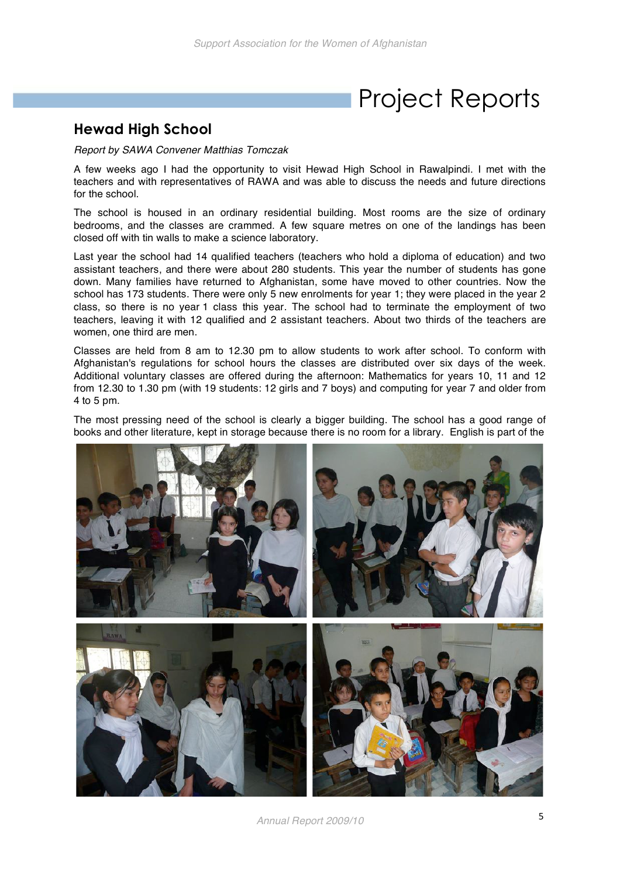# Project Reports

## Hewad High School

*Report by SAWA Convener Matthias Tomczak*

A few weeks ago I had the opportunity to visit Hewad High School in Rawalpindi. I met with the teachers and with representatives of RAWA and was able to discuss the needs and future directions for the school.

The school is housed in an ordinary residential building. Most rooms are the size of ordinary bedrooms, and the classes are crammed. A few square metres on one of the landings has been closed off with tin walls to make a science laboratory.

Last year the school had 14 qualified teachers (teachers who hold a diploma of education) and two assistant teachers, and there were about 280 students. This year the number of students has gone down. Many families have returned to Afghanistan, some have moved to other countries. Now the school has 173 students. There were only 5 new enrolments for year 1; they were placed in the year 2 class, so there is no year 1 class this year. The school had to terminate the employment of two teachers, leaving it with 12 qualified and 2 assistant teachers. About two thirds of the teachers are women, one third are men.

Classes are held from 8 am to 12.30 pm to allow students to work after school. To conform with Afghanistan's regulations for school hours the classes are distributed over six days of the week. Additional voluntary classes are offered during the afternoon: Mathematics for years 10, 11 and 12 from 12.30 to 1.30 pm (with 19 students: 12 girls and 7 boys) and computing for year 7 and older from 4 to 5 pm.

The most pressing need of the school is clearly a bigger building. The school has a good range of books and other literature, kept in storage because there is no room for a library. English is part of the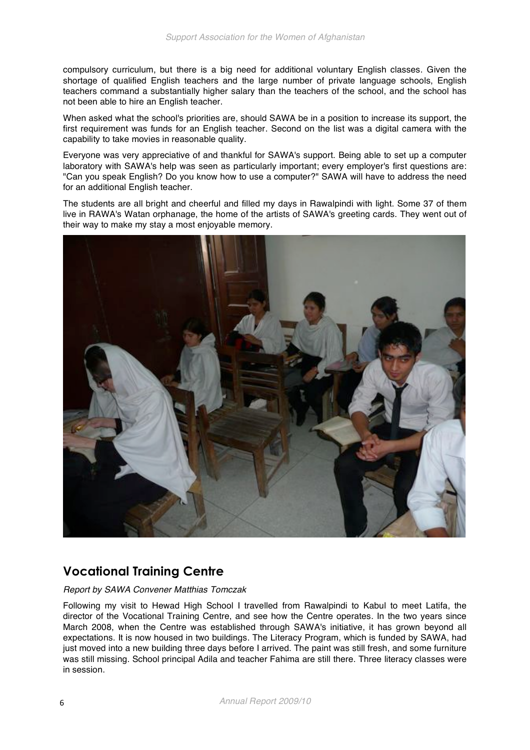compulsory curriculum, but there is a big need for additional voluntary English classes. Given the shortage of qualified English teachers and the large number of private language schools, English teachers command a substantially higher salary than the teachers of the school, and the school has not been able to hire an English teacher.

When asked what the school's priorities are, should SAWA be in a position to increase its support, the first requirement was funds for an English teacher. Second on the list was a digital camera with the capability to take movies in reasonable quality.

Everyone was very appreciative of and thankful for SAWA's support. Being able to set up a computer laboratory with SAWA's help was seen as particularly important; every employer's first questions are: "Can you speak English? Do you know how to use a computer?" SAWA will have to address the need for an additional English teacher.

The students are all bright and cheerful and filled my days in Rawalpindi with light. Some 37 of them live in RAWA's Watan orphanage, the home of the artists of SAWA's greeting cards. They went out of their way to make my stay a most enjoyable memory.

## Vocational Training Centre

*Report by SAWA Convener Matthias Tomczak*

Following my visit to Hewad High School I travelled from Rawalpindi to Kabul to meet Latifa, the director of the Vocational Training Centre, and see how the Centre operates. In the two years since March 2008, when the Centre was established through SAWA's initiative, it has grown beyond all expectations. It is now housed in two buildings. The Literacy Program, which is funded by SAWA, had just moved into a new building three days before I arrived. The paint was still fresh, and some furniture was still missing. School principal Adila and teacher Fahima are still there. Three literacy classes were in session.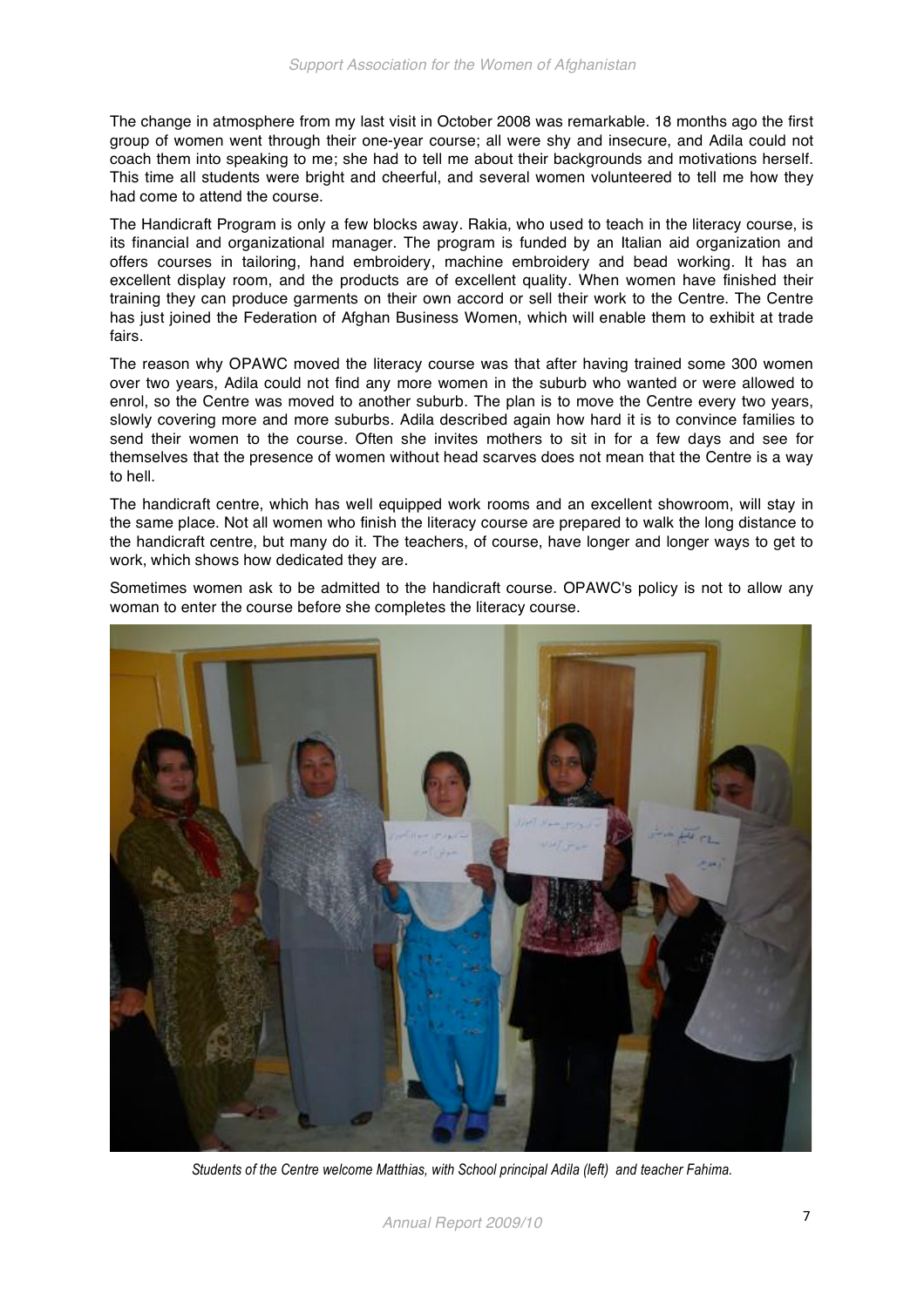The change in atmosphere from my last visit in October 2008 was remarkable. 18 months ago the first group of women went through their one-year course; all were shy and insecure, and Adila could not coach them into speaking to me; she had to tell me about their backgrounds and motivations herself. This time all students were bright and cheerful, and several women volunteered to tell me how they had come to attend the course.

The Handicraft Program is only a few blocks away. Rakia, who used to teach in the literacy course, is its financial and organizational manager. The program is funded by an Italian aid organization and offers courses in tailoring, hand embroidery, machine embroidery and bead working. It has an excellent display room, and the products are of excellent quality. When women have finished their training they can produce garments on their own accord or sell their work to the Centre. The Centre has just joined the Federation of Afghan Business Women, which will enable them to exhibit at trade fairs.

The reason why OPAWC moved the literacy course was that after having trained some 300 women over two years, Adila could not find any more women in the suburb who wanted or were allowed to enrol, so the Centre was moved to another suburb. The plan is to move the Centre every two years, slowly covering more and more suburbs. Adila described again how hard it is to convince families to send their women to the course. Often she invites mothers to sit in for a few days and see for themselves that the presence of women without head scarves does not mean that the Centre is a way to hell.

The handicraft centre, which has well equipped work rooms and an excellent showroom, will stay in the same place. Not all women who finish the literacy course are prepared to walk the long distance to the handicraft centre, but many do it. The teachers, of course, have longer and longer ways to get to work, which shows how dedicated they are.

Sometimes women ask to be admitted to the handicraft course. OPAWC's policy is not to allow any woman to enter the course before she completes the literacy course.

*Students of the Centre welcome Matthias, with School principal Adila (left) and teacher Fahima.*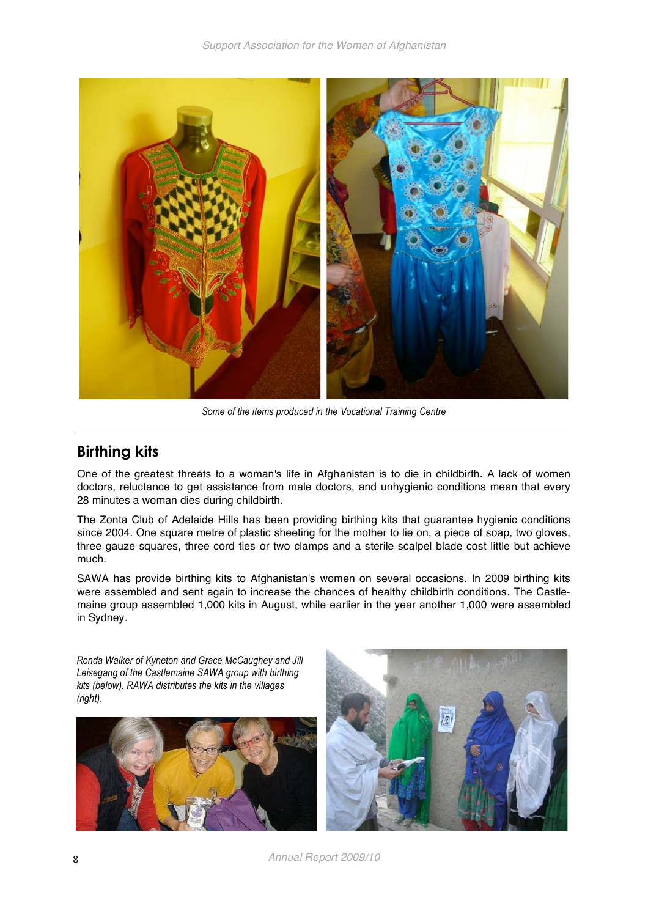Some of the items produced in the Vocational Training Centre

## Birthing kits

One of the greatest threats to a woman's life in Afghanistan is to die in childbirth. A lack of women doctors, reluctance to get assistance from male doctors, and unhygienic conditions mean that every 28 minutes a woman dies during childbirth.

The Zonta Club of Adelaide Hills has been providing birthing kits that guarantee hygienic conditions since 2004. One square metre of plastic sheeting for the mother to lie on, a piece of soap, two gloves, three gauze squares, three cord ties or two clamps and a sterile scalpel blade cost little but achieve much.

SAWA has provide birthing kits to Afghanistan's women on several occasions. In 2009 birthing kits were assembled and sent again to increase the chances of healthy childbirth conditions. The Castlemaine group assembled 1,000 kits in August, while earlier in the year another 1,000 were assembled in Sydney.

*Ronda Walker of Kyneton and Grace McCaughey and Jill Leisegang of the Castlemaine SAWA group with birthing kits (below). RAWA distributes the kits in the villages (right).*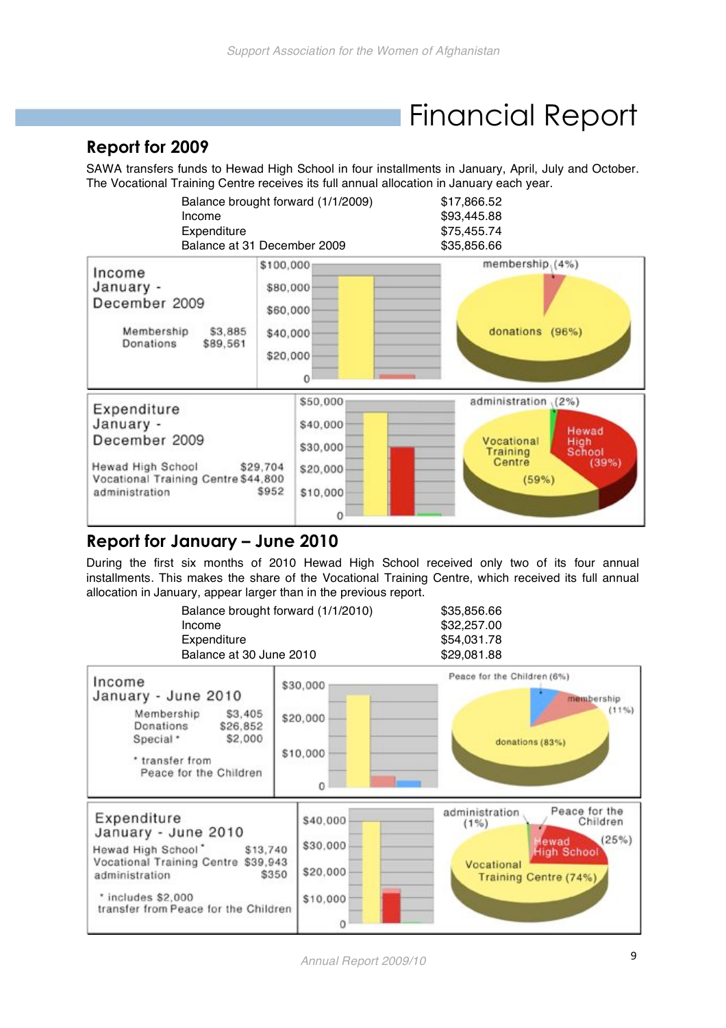# Financial Report

## Report for 2009

SAWA transfers funds to Hewad High School in four installments in January, April, July and October. The Vocational Training Centre receives its full annual allocation in January each year.

| | |
|---|---|
| Balance brought forward (1/1/2009) | $17,866.52 |
| Income | $93,445.88 |
| Expenditure | $75,455.74 |
| Balance at 31 December 2009 | $35,856.66 |

**Income January - December 2009**

| | |
|---|---|
| Membership | $3,885 |
| Donations | $89,561 |

membership (4%), donations (96%)

**Expenditure January - December 2009**

| | |
|---|---|
| Hewad High School | $29,704 |
| Vocational Training Centre | $44,800 |
| administration | $952 |

administration (2%), Hewad High School (39%), Vocational Training Centre (59%)

## Report for January – June 2010

During the first six months of 2010 Hewad High School received only two of its four annual installments. This makes the share of the Vocational Training Centre, which received its full annual allocation in January, appear larger than in the previous report.

| | |
|---|---|
| Balance brought forward (1/1/2010) | $35,856.66 |
| Income | $32,257.00 |
| Expenditure | $54,031.78 |
| Balance at 30 June 2010 | $29,081.88 |

**Income January - June 2010**

| | |
|---|---|
| Membership | $3,405 |
| Donations | $26,852 |
| Special * | $2,000 |

\* transfer from Peace for the Children

Peace for the Children (6%), membership (11%), donations (83%)

**Expenditure January - June 2010**

| | |
|---|---|
| Hewad High School * | $13,740 |
| Vocational Training Centre | $39,943 |
| administration | $350 |

\* includes $2,000 transfer from Peace for the Children

administration (1%), Peace for the Children, Hewad High School (25%), Vocational Training Centre (74%)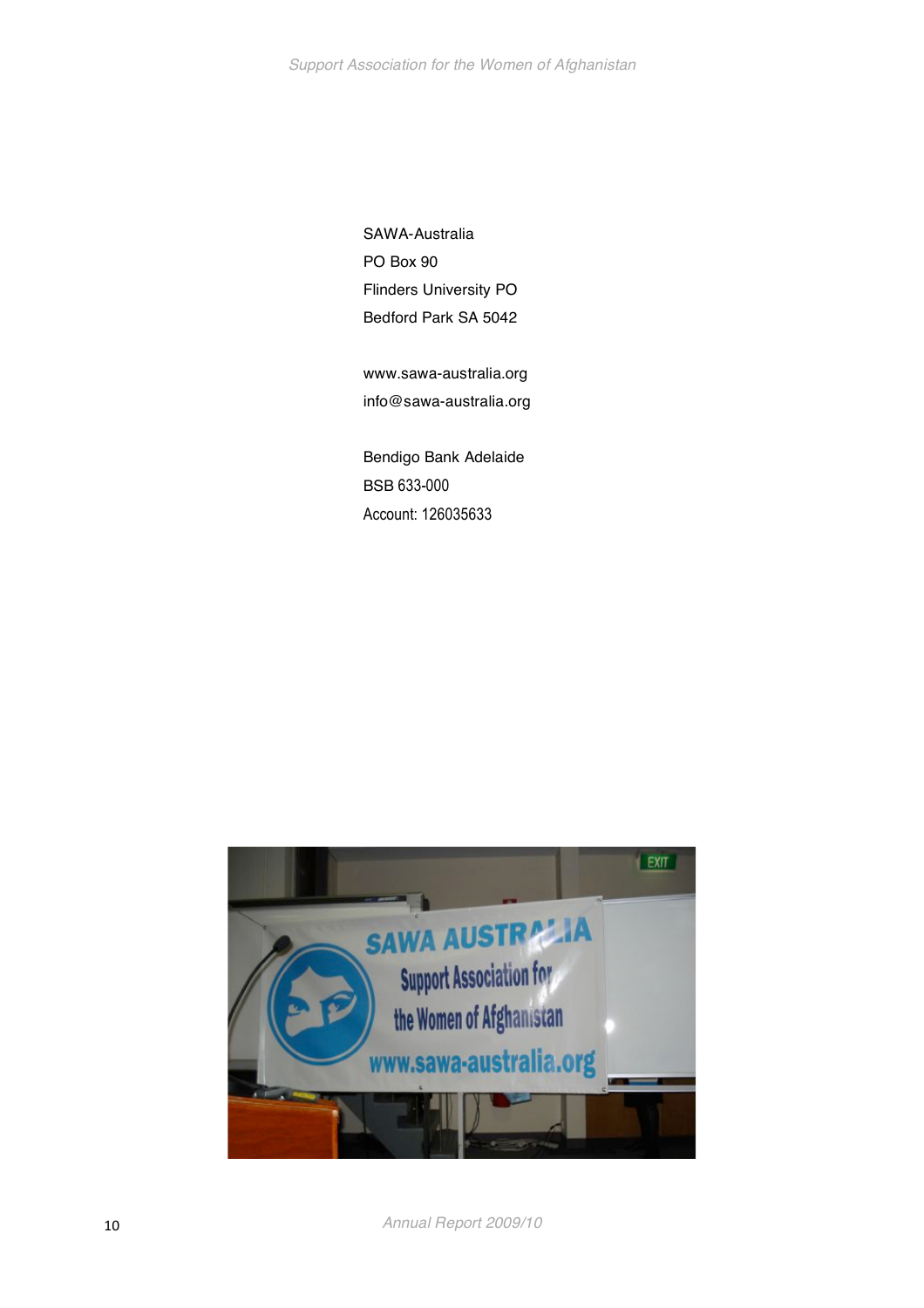SAWA-Australia
PO Box 90
Flinders University PO
Bedford Park SA 5042

www.sawa-australia.org
info@sawa-australia.org

Bendigo Bank Adelaide
BSB 633-000
Account: 126035633